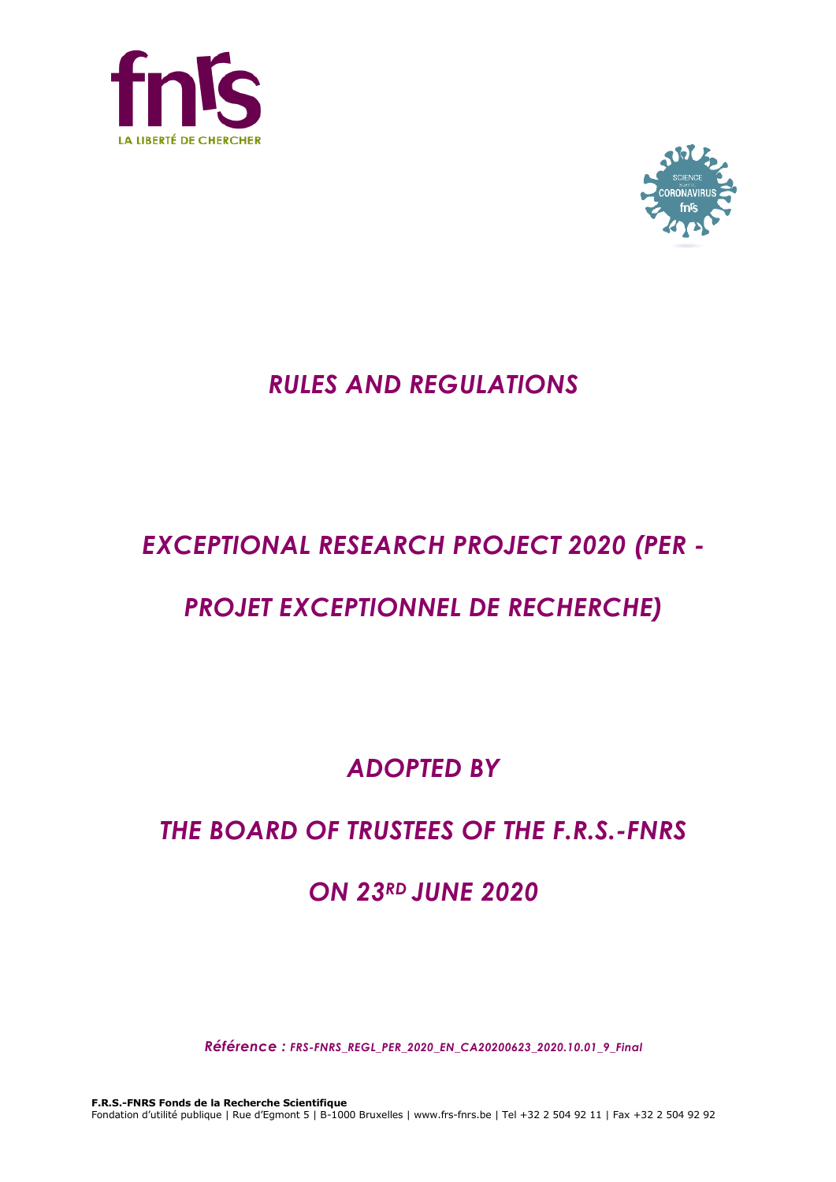# *RULES AND REGULATIONS*

# *EXCEPTIONAL RESEARCH PROJECT 2020 (PER - PROJET EXCEPTIONNEL DE RECHERCHE)*

## *ADOPTED BY*

## *THE BOARD OF TRUSTEES OF THE F.R.S.-FNRS*

## *ON 23RD JUNE 2020*

*Référence : FRS-FNRS_REGL_PER_2020_EN_CA20200623_2020.10.01_9_Final*

**F.R.S.-FNRS Fonds de la Recherche Scientifique**
Fondation d'utilité publique | Rue d'Egmont 5 | B-1000 Bruxelles | www.frs-fnrs.be | Tel +32 2 504 92 11 | Fax +32 2 504 92 92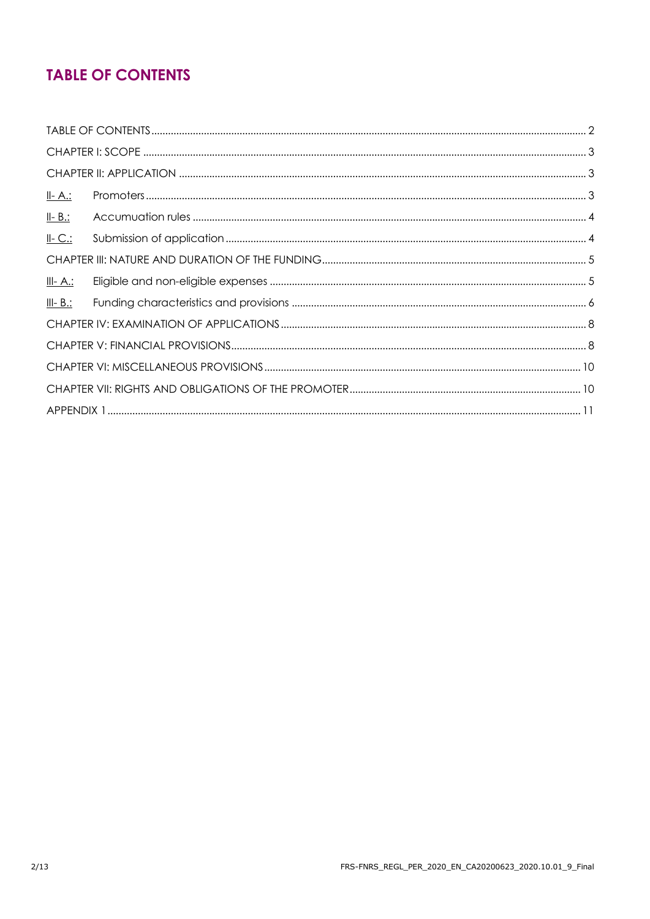# TABLE OF CONTENTS

TABLE OF CONTENTS ..... 2
CHAPTER I: SCOPE ..... 3
CHAPTER II: APPLICATION ..... 3
II- A.: Promoters ..... 3
II- B.: Accumuation rules ..... 4
II- C.: Submission of application ..... 4
CHAPTER III: NATURE AND DURATION OF THE FUNDING ..... 5
III- A.: Eligible and non-eligible expenses ..... 5
III- B.: Funding characteristics and provisions ..... 6
CHAPTER IV: EXAMINATION OF APPLICATIONS ..... 8
CHAPTER V: FINANCIAL PROVISIONS ..... 8
CHAPTER VI: MISCELLANEOUS PROVISIONS ..... 10
CHAPTER VII: RIGHTS AND OBLIGATIONS OF THE PROMOTER ..... 10
APPENDIX 1 ..... 11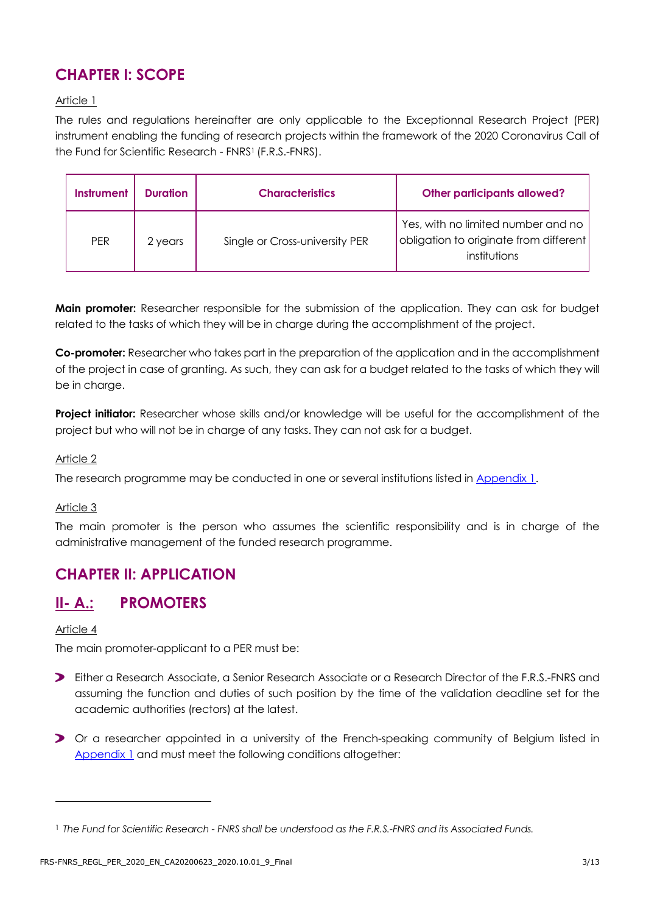# CHAPTER I: SCOPE

Article 1

The rules and regulations hereinafter are only applicable to the Exceptionnal Research Project (PER) instrument enabling the funding of research projects within the framework of the 2020 Coronavirus Call of the Fund for Scientific Research - FNRS[1] (F.R.S.-FNRS).

| Instrument | Duration | Characteristics | Other participants allowed? |
| --- | --- | --- | --- |
| PER | 2 years | Single or Cross-university PER | Yes, with no limited number and no obligation to originate from different institutions |

**Main promoter:** Researcher responsible for the submission of the application. They can ask for budget related to the tasks of which they will be in charge during the accomplishment of the project.

**Co-promoter:** Researcher who takes part in the preparation of the application and in the accomplishment of the project in case of granting. As such, they can ask for a budget related to the tasks of which they will be in charge.

**Project initiator:** Researcher whose skills and/or knowledge will be useful for the accomplishment of the project but who will not be in charge of any tasks. They can not ask for a budget.

Article 2

The research programme may be conducted in one or several institutions listed in Appendix 1.

Article 3

The main promoter is the person who assumes the scientific responsibility and is in charge of the administrative management of the funded research programme.

# CHAPTER II: APPLICATION

## II- A.: PROMOTERS

Article 4

The main promoter-applicant to a PER must be:

- Either a Research Associate, a Senior Research Associate or a Research Director of the F.R.S.-FNRS and assuming the function and duties of such position by the time of the validation deadline set for the academic authorities (rectors) at the latest.
- Or a researcher appointed in a university of the French-speaking community of Belgium listed in Appendix 1 and must meet the following conditions altogether:

[1] *The Fund for Scientific Research - FNRS shall be understood as the F.R.S.-FNRS and its Associated Funds.*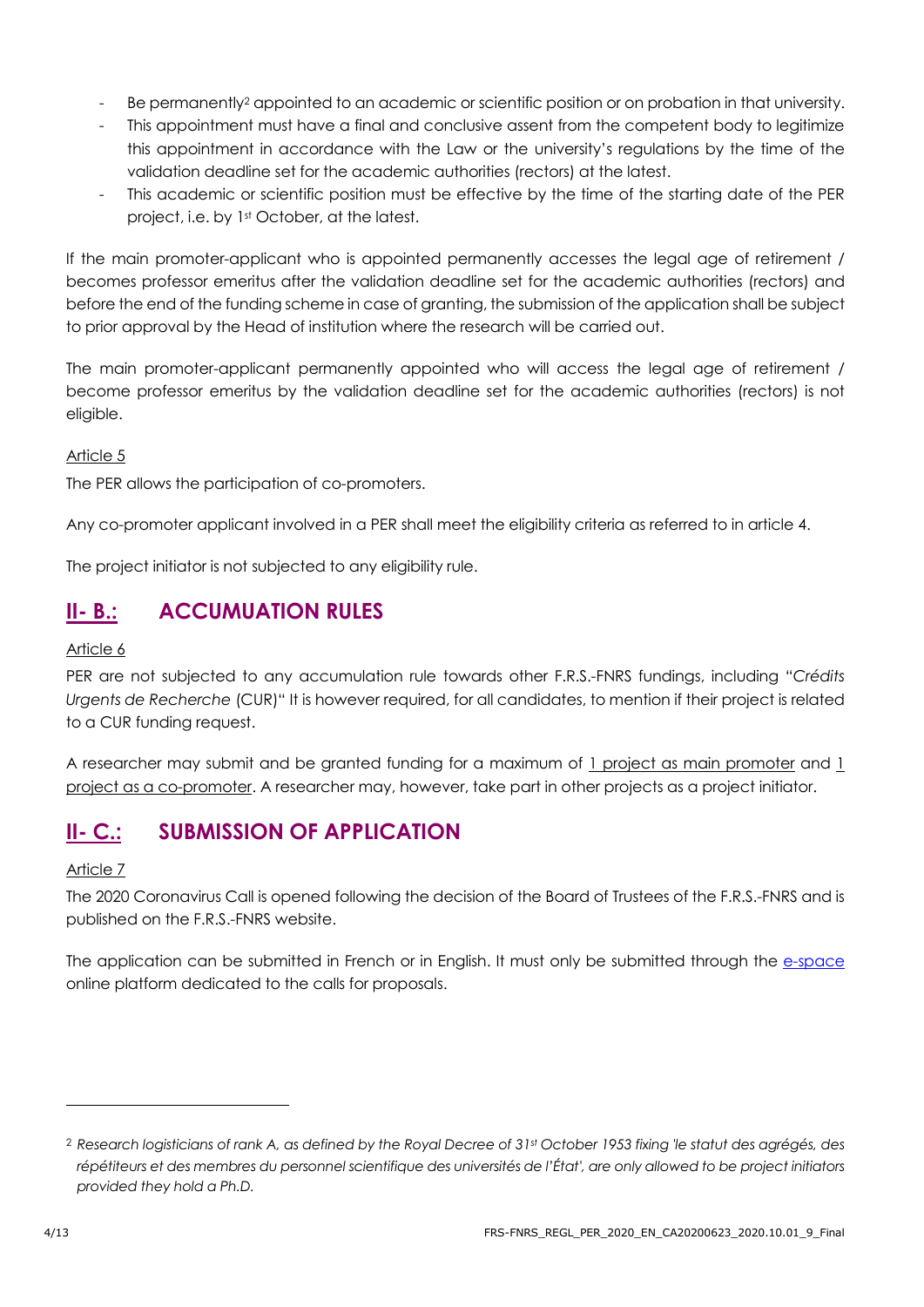- Be permanently[2] appointed to an academic or scientific position or on probation in that university.
- This appointment must have a final and conclusive assent from the competent body to legitimize this appointment in accordance with the Law or the university's regulations by the time of the validation deadline set for the academic authorities (rectors) at the latest.
- This academic or scientific position must be effective by the time of the starting date of the PER project, i.e. by 1st October, at the latest.

If the main promoter-applicant who is appointed permanently accesses the legal age of retirement / becomes professor emeritus after the validation deadline set for the academic authorities (rectors) and before the end of the funding scheme in case of granting, the submission of the application shall be subject to prior approval by the Head of institution where the research will be carried out.

The main promoter-applicant permanently appointed who will access the legal age of retirement / become professor emeritus by the validation deadline set for the academic authorities (rectors) is not eligible.

Article 5

The PER allows the participation of co-promoters.

Any co-promoter applicant involved in a PER shall meet the eligibility criteria as referred to in article 4.

The project initiator is not subjected to any eligibility rule.

## II- B.: ACCUMUATION RULES

Article 6

PER are not subjected to any accumulation rule towards other F.R.S.-FNRS fundings, including "*Crédits Urgents de Recherche* (CUR)" It is however required, for all candidates, to mention if their project is related to a CUR funding request.

A researcher may submit and be granted funding for a maximum of 1 project as main promoter and 1 project as a co-promoter. A researcher may, however, take part in other projects as a project initiator.

## II- C.: SUBMISSION OF APPLICATION

Article 7

The 2020 Coronavirus Call is opened following the decision of the Board of Trustees of the F.R.S.-FNRS and is published on the F.R.S.-FNRS website.

The application can be submitted in French or in English. It must only be submitted through the e-space online platform dedicated to the calls for proposals.

---

[2] *Research logisticians of rank A, as defined by the Royal Decree of 31st October 1953 fixing 'le statut des agrégés, des répétiteurs et des membres du personnel scientifique des universités de l'État', are only allowed to be project initiators provided they hold a Ph.D.*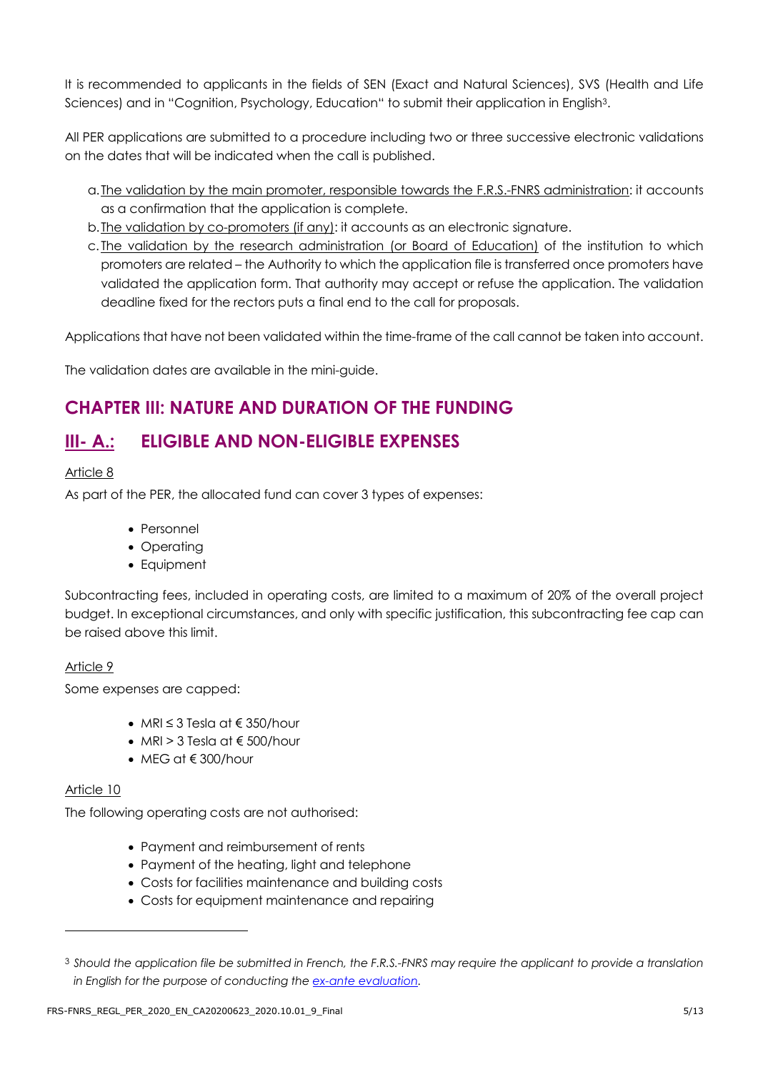It is recommended to applicants in the fields of SEN (Exact and Natural Sciences), SVS (Health and Life Sciences) and in "Cognition, Psychology, Education" to submit their application in English[3].

All PER applications are submitted to a procedure including two or three successive electronic validations on the dates that will be indicated when the call is published.

a. The validation by the main promoter, responsible towards the F.R.S.-FNRS administration: it accounts as a confirmation that the application is complete.
b. The validation by co-promoters (if any): it accounts as an electronic signature.
c. The validation by the research administration (or Board of Education) of the institution to which promoters are related – the Authority to which the application file is transferred once promoters have validated the application form. That authority may accept or refuse the application. The validation deadline fixed for the rectors puts a final end to the call for proposals.

Applications that have not been validated within the time-frame of the call cannot be taken into account.

The validation dates are available in the mini-guide.

# CHAPTER III: NATURE AND DURATION OF THE FUNDING

## III- A.: ELIGIBLE AND NON-ELIGIBLE EXPENSES

Article 8

As part of the PER, the allocated fund can cover 3 types of expenses:

- Personnel
- Operating
- Equipment

Subcontracting fees, included in operating costs, are limited to a maximum of 20% of the overall project budget. In exceptional circumstances, and only with specific justification, this subcontracting fee cap can be raised above this limit.

Article 9

Some expenses are capped:

- MRI ≤ 3 Tesla at € 350/hour
- MRI > 3 Tesla at € 500/hour
- MEG at € 300/hour

Article 10

The following operating costs are not authorised:

- Payment and reimbursement of rents
- Payment of the heating, light and telephone
- Costs for facilities maintenance and building costs
- Costs for equipment maintenance and repairing

---

[3] *Should the application file be submitted in French, the F.R.S.-FNRS may require the applicant to provide a translation in English for the purpose of conducting the ex-ante evaluation.*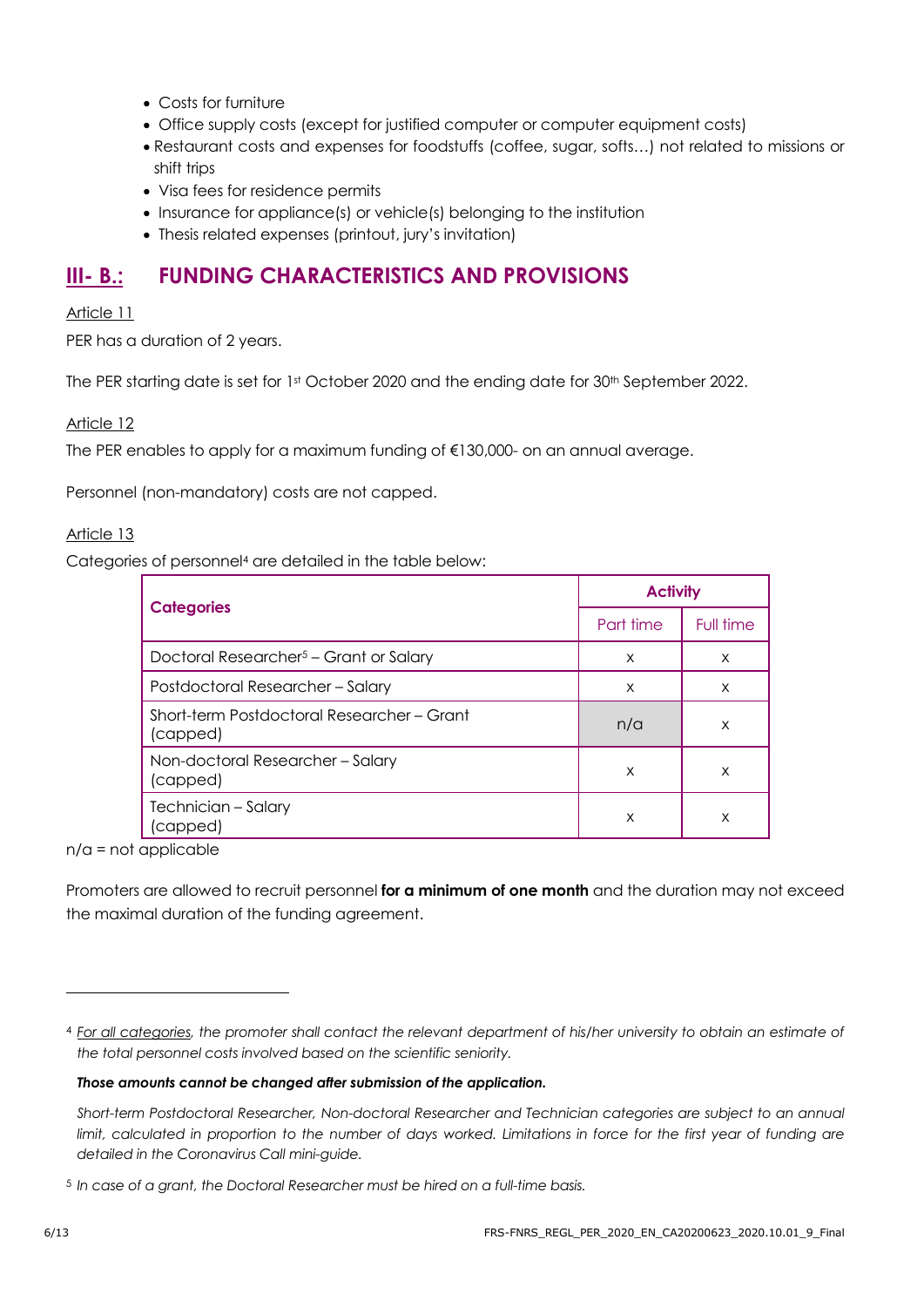- Costs for furniture
- Office supply costs (except for justified computer or computer equipment costs)
- Restaurant costs and expenses for foodstuffs (coffee, sugar, softs…) not related to missions or shift trips
- Visa fees for residence permits
- Insurance for appliance(s) or vehicle(s) belonging to the institution
- Thesis related expenses (printout, jury's invitation)

## III- B.: FUNDING CHARACTERISTICS AND PROVISIONS

Article 11

PER has a duration of 2 years.

The PER starting date is set for 1st October 2020 and the ending date for 30th September 2022.

Article 12

The PER enables to apply for a maximum funding of €130,000- on an annual average.

Personnel (non-mandatory) costs are not capped.

Article 13

Categories of personnel[4] are detailed in the table below:

| Categories | Activity | |
|---|---|---|
| | Part time | Full time |
| Doctoral Researcher[5] – Grant or Salary | x | x |
| Postdoctoral Researcher – Salary | x | x |
| Short-term Postdoctoral Researcher – Grant (capped) | n/a | x |
| Non-doctoral Researcher – Salary (capped) | x | x |
| Technician – Salary (capped) | x | x |

n/a = not applicable

Promoters are allowed to recruit personnel **for a minimum of one month** and the duration may not exceed the maximal duration of the funding agreement.

---

[4] *For all categories, the promoter shall contact the relevant department of his/her university to obtain an estimate of the total personnel costs involved based on the scientific seniority.*

***Those amounts cannot be changed after submission of the application.***

*Short-term Postdoctoral Researcher, Non-doctoral Researcher and Technician categories are subject to an annual limit, calculated in proportion to the number of days worked. Limitations in force for the first year of funding are detailed in the Coronavirus Call mini-guide.*

[5] *In case of a grant, the Doctoral Researcher must be hired on a full-time basis.*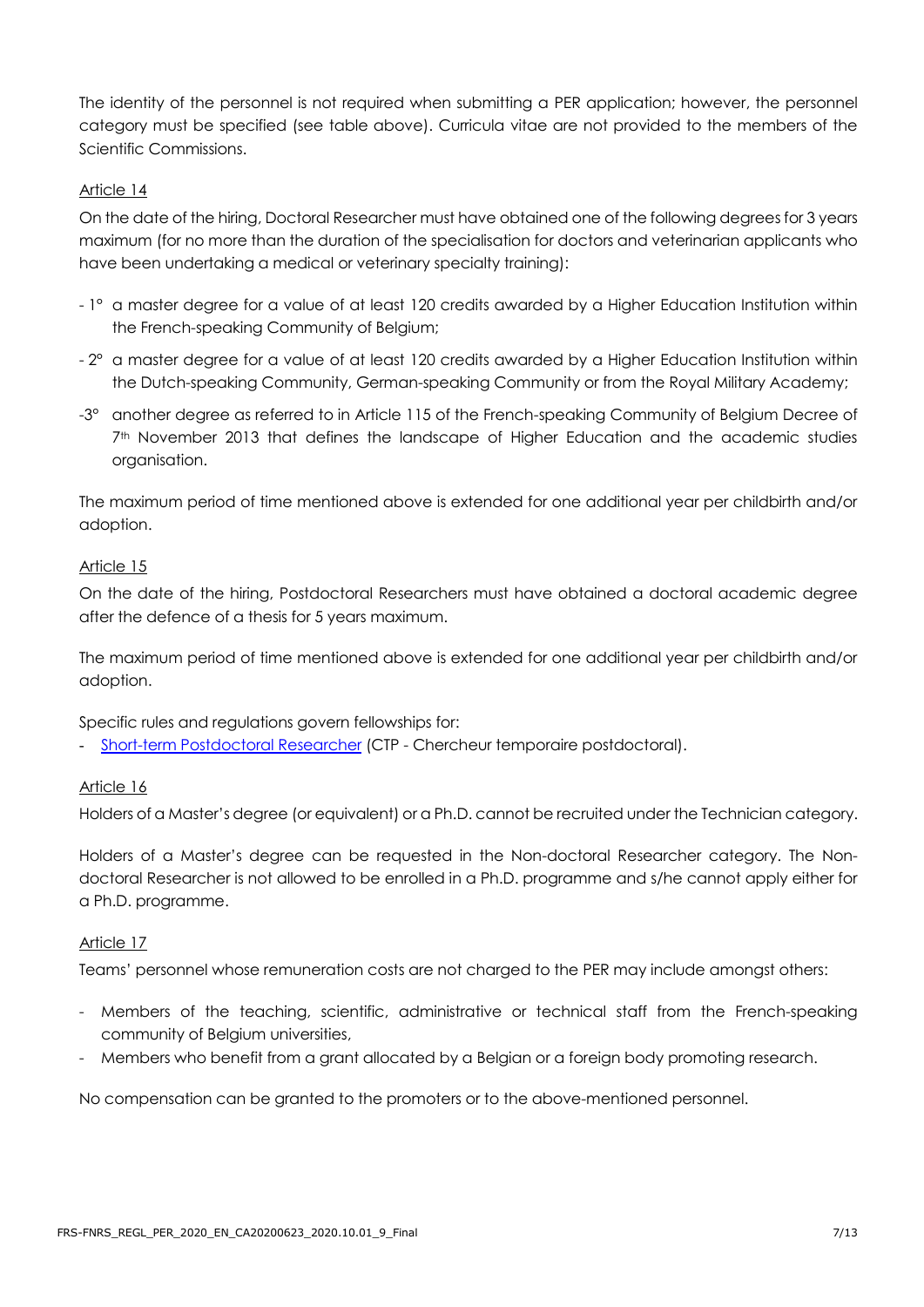The identity of the personnel is not required when submitting a PER application; however, the personnel category must be specified (see table above). Curricula vitae are not provided to the members of the Scientific Commissions.

Article 14

On the date of the hiring, Doctoral Researcher must have obtained one of the following degrees for 3 years maximum (for no more than the duration of the specialisation for doctors and veterinarian applicants who have been undertaking a medical or veterinary specialty training):

- 1° a master degree for a value of at least 120 credits awarded by a Higher Education Institution within the French-speaking Community of Belgium;
- 2° a master degree for a value of at least 120 credits awarded by a Higher Education Institution within the Dutch-speaking Community, German-speaking Community or from the Royal Military Academy;
- 3° another degree as referred to in Article 115 of the French-speaking Community of Belgium Decree of 7th November 2013 that defines the landscape of Higher Education and the academic studies organisation.

The maximum period of time mentioned above is extended for one additional year per childbirth and/or adoption.

Article 15

On the date of the hiring, Postdoctoral Researchers must have obtained a doctoral academic degree after the defence of a thesis for 5 years maximum.

The maximum period of time mentioned above is extended for one additional year per childbirth and/or adoption.

Specific rules and regulations govern fellowships for:

- Short-term Postdoctoral Researcher (CTP - Chercheur temporaire postdoctoral).

Article 16

Holders of a Master's degree (or equivalent) or a Ph.D. cannot be recruited under the Technician category.

Holders of a Master's degree can be requested in the Non-doctoral Researcher category. The Non-doctoral Researcher is not allowed to be enrolled in a Ph.D. programme and s/he cannot apply either for a Ph.D. programme.

Article 17

Teams' personnel whose remuneration costs are not charged to the PER may include amongst others:

- Members of the teaching, scientific, administrative or technical staff from the French-speaking community of Belgium universities,
- Members who benefit from a grant allocated by a Belgian or a foreign body promoting research.

No compensation can be granted to the promoters or to the above-mentioned personnel.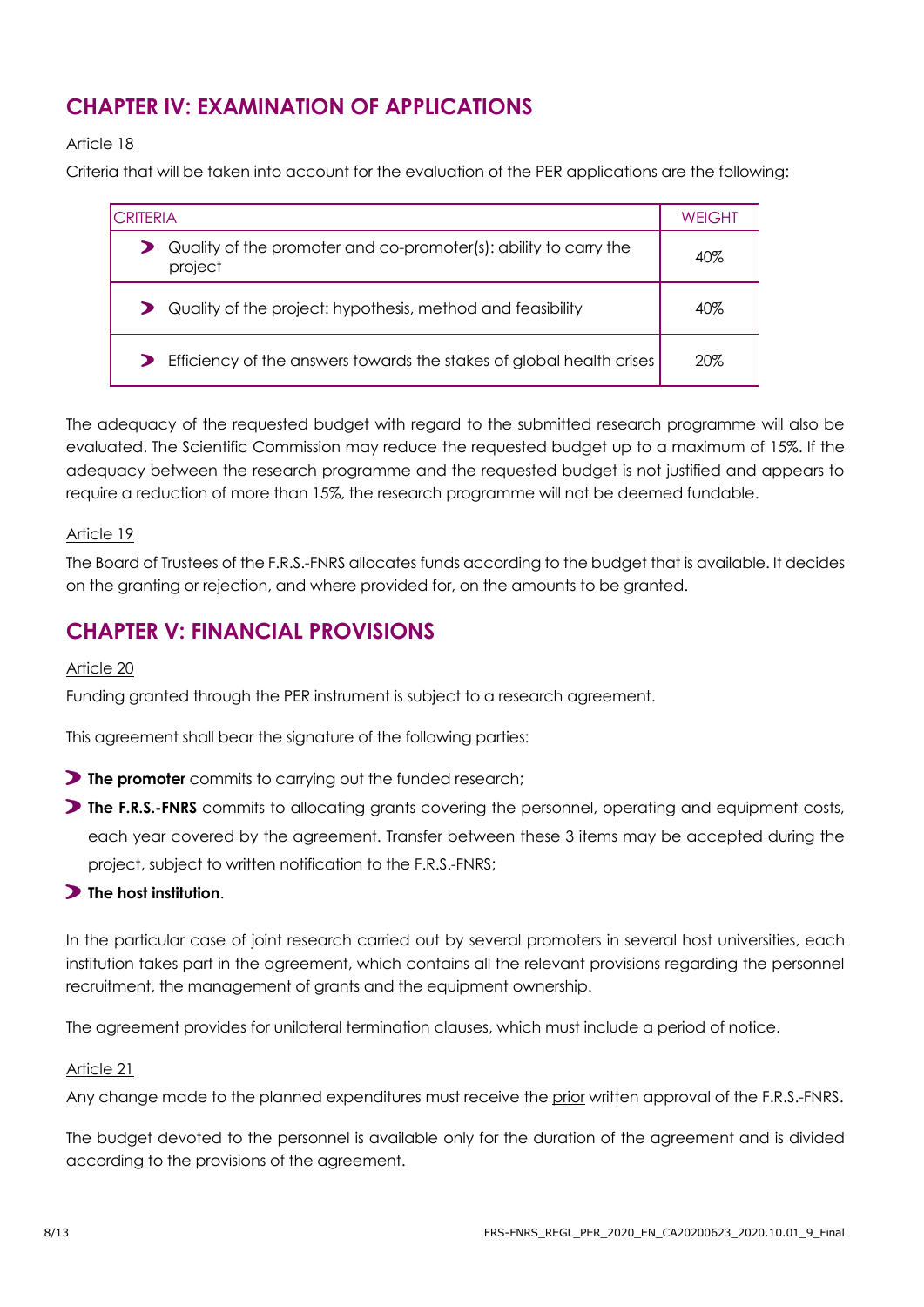## CHAPTER IV: EXAMINATION OF APPLICATIONS

Article 18

Criteria that will be taken into account for the evaluation of the PER applications are the following:

| CRITERIA | WEIGHT |
|---|---|
| Quality of the promoter and co-promoter(s): ability to carry the project | 40% |
| Quality of the project: hypothesis, method and feasibility | 40% |
| Efficiency of the answers towards the stakes of global health crises | 20% |

The adequacy of the requested budget with regard to the submitted research programme will also be evaluated. The Scientific Commission may reduce the requested budget up to a maximum of 15%. If the adequacy between the research programme and the requested budget is not justified and appears to require a reduction of more than 15%, the research programme will not be deemed fundable.

Article 19

The Board of Trustees of the F.R.S.-FNRS allocates funds according to the budget that is available. It decides on the granting or rejection, and where provided for, on the amounts to be granted.

## CHAPTER V: FINANCIAL PROVISIONS

Article 20

Funding granted through the PER instrument is subject to a research agreement.

This agreement shall bear the signature of the following parties:

- **The promoter** commits to carrying out the funded research;
- **The F.R.S.-FNRS** commits to allocating grants covering the personnel, operating and equipment costs, each year covered by the agreement. Transfer between these 3 items may be accepted during the project, subject to written notification to the F.R.S.-FNRS;
- **The host institution**.

In the particular case of joint research carried out by several promoters in several host universities, each institution takes part in the agreement, which contains all the relevant provisions regarding the personnel recruitment, the management of grants and the equipment ownership.

The agreement provides for unilateral termination clauses, which must include a period of notice.

Article 21

Any change made to the planned expenditures must receive the prior written approval of the F.R.S.-FNRS.

The budget devoted to the personnel is available only for the duration of the agreement and is divided according to the provisions of the agreement.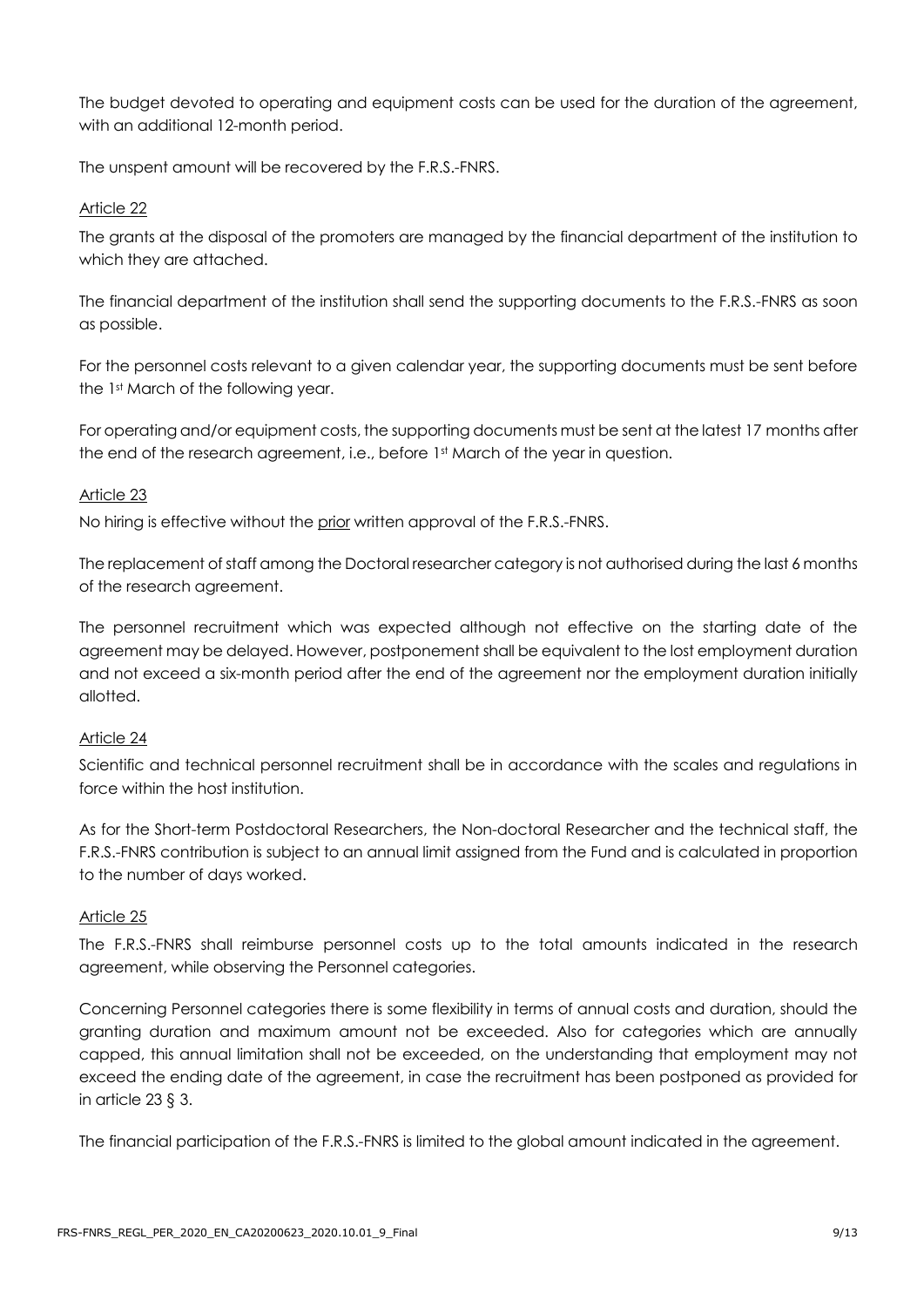The budget devoted to operating and equipment costs can be used for the duration of the agreement, with an additional 12-month period.

The unspent amount will be recovered by the F.R.S.-FNRS.

Article 22

The grants at the disposal of the promoters are managed by the financial department of the institution to which they are attached.

The financial department of the institution shall send the supporting documents to the F.R.S.-FNRS as soon as possible.

For the personnel costs relevant to a given calendar year, the supporting documents must be sent before the 1st March of the following year.

For operating and/or equipment costs, the supporting documents must be sent at the latest 17 months after the end of the research agreement, i.e., before 1st March of the year in question.

Article 23

No hiring is effective without the prior written approval of the F.R.S.-FNRS.

The replacement of staff among the Doctoral researcher category is not authorised during the last 6 months of the research agreement.

The personnel recruitment which was expected although not effective on the starting date of the agreement may be delayed. However, postponement shall be equivalent to the lost employment duration and not exceed a six-month period after the end of the agreement nor the employment duration initially allotted.

Article 24

Scientific and technical personnel recruitment shall be in accordance with the scales and regulations in force within the host institution.

As for the Short-term Postdoctoral Researchers, the Non-doctoral Researcher and the technical staff, the F.R.S.-FNRS contribution is subject to an annual limit assigned from the Fund and is calculated in proportion to the number of days worked.

Article 25

The F.R.S.-FNRS shall reimburse personnel costs up to the total amounts indicated in the research agreement, while observing the Personnel categories.

Concerning Personnel categories there is some flexibility in terms of annual costs and duration, should the granting duration and maximum amount not be exceeded. Also for categories which are annually capped, this annual limitation shall not be exceeded, on the understanding that employment may not exceed the ending date of the agreement, in case the recruitment has been postponed as provided for in article 23 § 3.

The financial participation of the F.R.S.-FNRS is limited to the global amount indicated in the agreement.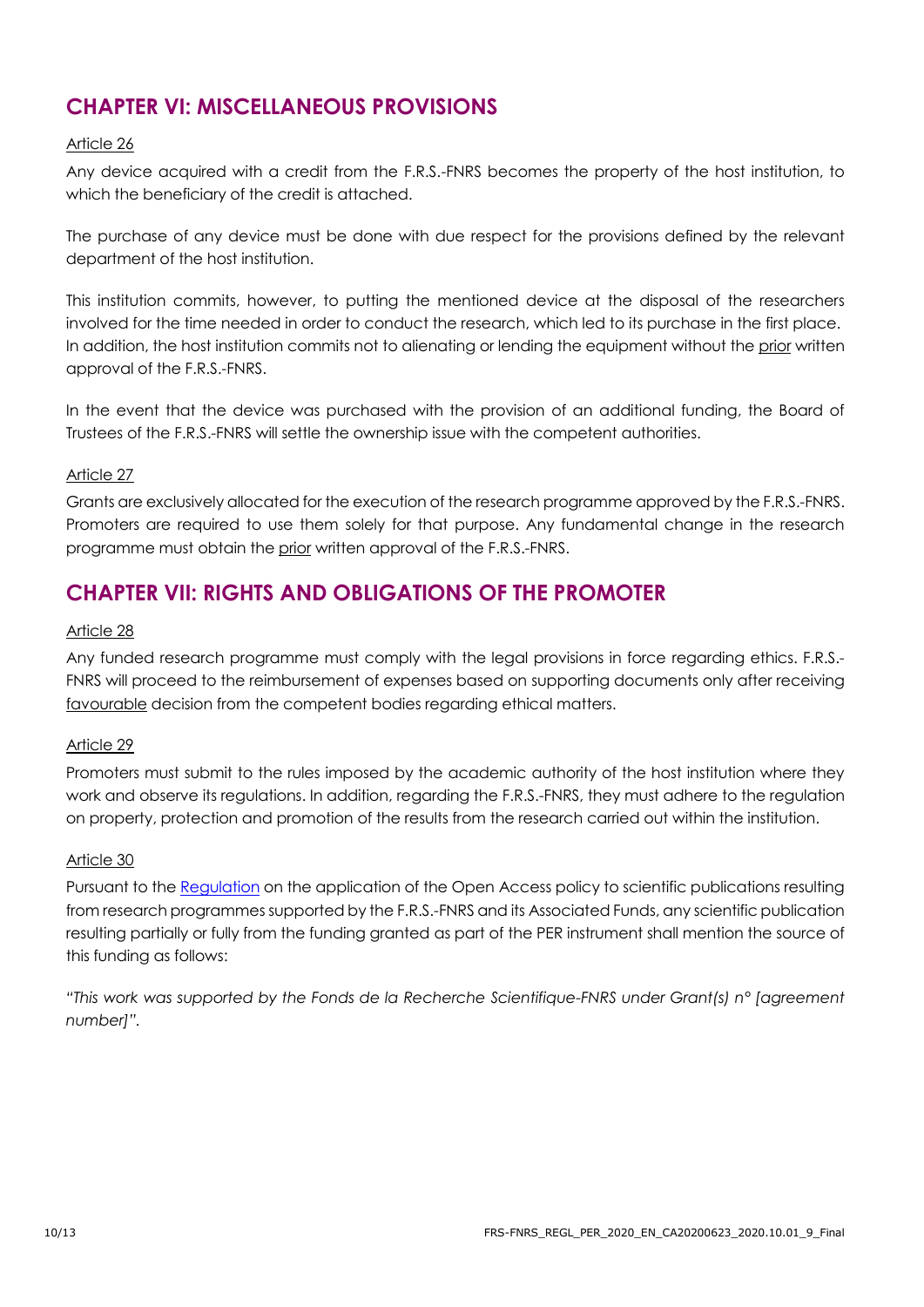## CHAPTER VI: MISCELLANEOUS PROVISIONS

Article 26

Any device acquired with a credit from the F.R.S.-FNRS becomes the property of the host institution, to which the beneficiary of the credit is attached.

The purchase of any device must be done with due respect for the provisions defined by the relevant department of the host institution.

This institution commits, however, to putting the mentioned device at the disposal of the researchers involved for the time needed in order to conduct the research, which led to its purchase in the first place. In addition, the host institution commits not to alienating or lending the equipment without the prior written approval of the F.R.S.-FNRS.

In the event that the device was purchased with the provision of an additional funding, the Board of Trustees of the F.R.S.-FNRS will settle the ownership issue with the competent authorities.

Article 27

Grants are exclusively allocated for the execution of the research programme approved by the F.R.S.-FNRS. Promoters are required to use them solely for that purpose. Any fundamental change in the research programme must obtain the prior written approval of the F.R.S.-FNRS.

## CHAPTER VII: RIGHTS AND OBLIGATIONS OF THE PROMOTER

Article 28

Any funded research programme must comply with the legal provisions in force regarding ethics. F.R.S.-FNRS will proceed to the reimbursement of expenses based on supporting documents only after receiving favourable decision from the competent bodies regarding ethical matters.

Article 29

Promoters must submit to the rules imposed by the academic authority of the host institution where they work and observe its regulations. In addition, regarding the F.R.S.-FNRS, they must adhere to the regulation on property, protection and promotion of the results from the research carried out within the institution.

Article 30

Pursuant to the Regulation on the application of the Open Access policy to scientific publications resulting from research programmes supported by the F.R.S.-FNRS and its Associated Funds, any scientific publication resulting partially or fully from the funding granted as part of the PER instrument shall mention the source of this funding as follows:

*"This work was supported by the Fonds de la Recherche Scientifique-FNRS under Grant(s) n° [agreement number]".*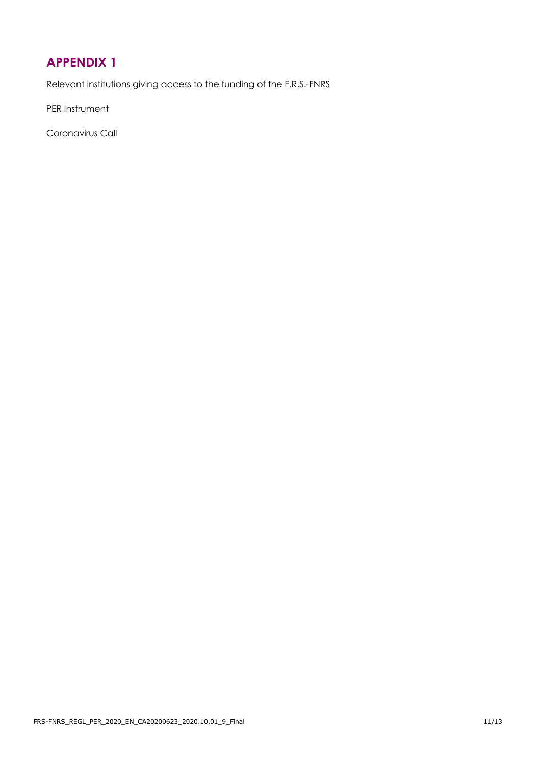# APPENDIX 1

Relevant institutions giving access to the funding of the F.R.S.-FNRS

PER Instrument

Coronavirus Call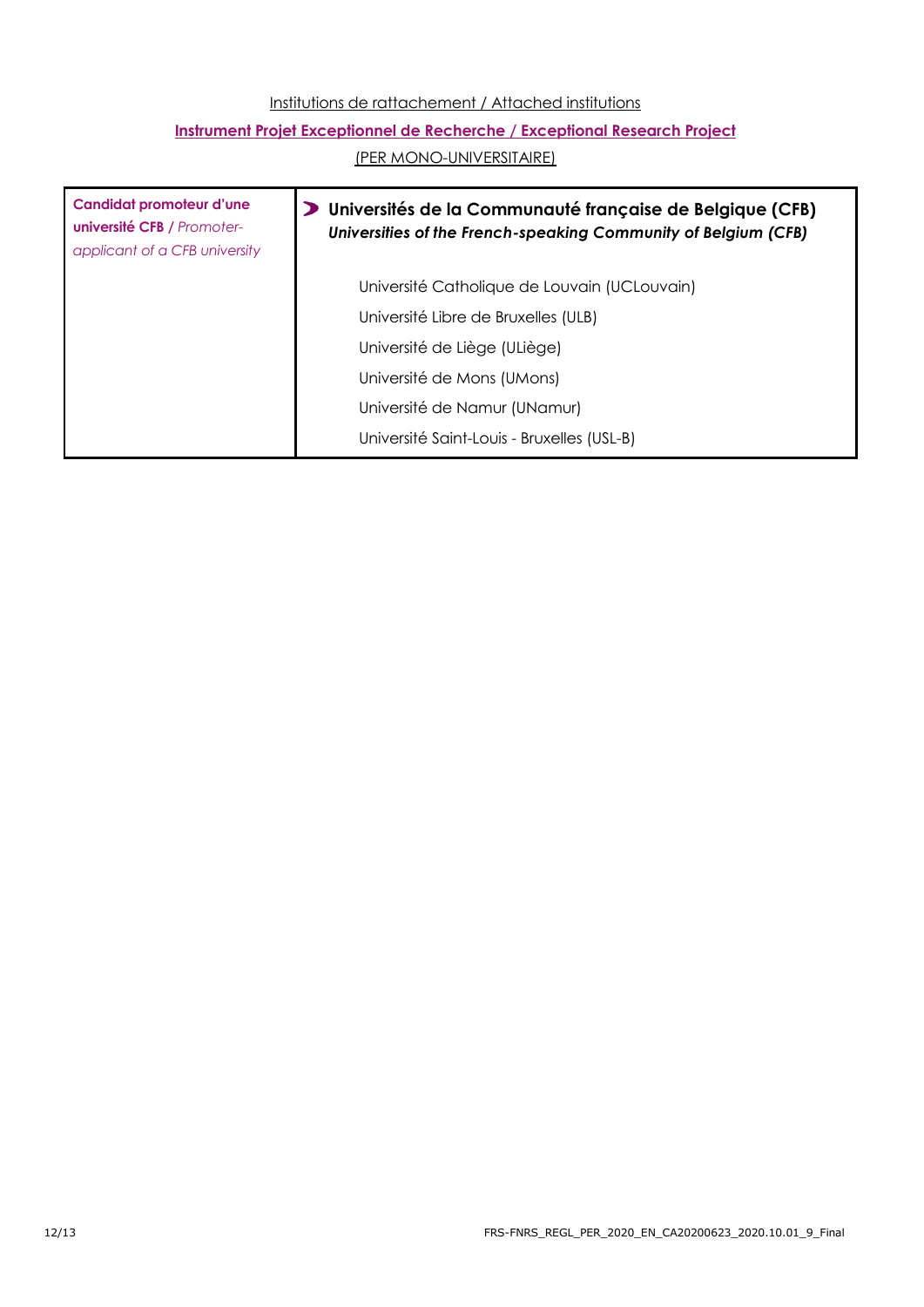Institutions de rattachement / Attached institutions

**Instrument Projet Exceptionnel de Recherche / Exceptional Research Project**

(PER MONO-UNIVERSITAIRE)

| **Candidat promoteur d'une université CFB** / *Promoter-applicant of a CFB university* | **Universités de la Communauté française de Belgique (CFB)**<br>***Universities of the French-speaking Community of Belgium (CFB)***<br><br>Université Catholique de Louvain (UCLouvain)<br>Université Libre de Bruxelles (ULB)<br>Université de Liège (ULiège)<br>Université de Mons (UMons)<br>Université de Namur (UNamur)<br>Université Saint-Louis - Bruxelles (USL-B) |
|---|---|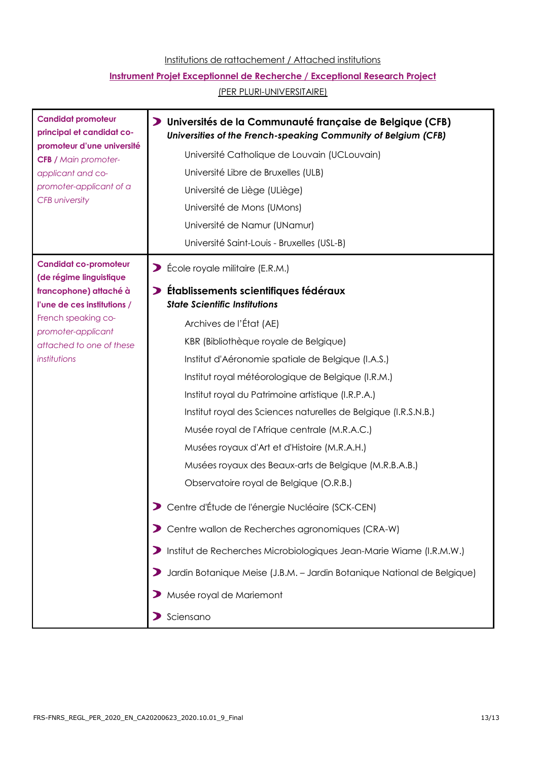Institutions de rattachement / Attached institutions

**Instrument Projet Exceptionnel de Recherche / Exceptional Research Project**

(PER PLURI-UNIVERSITAIRE)

| | |
|---|---|
| **Candidat promoteur principal et candidat co-promoteur d'une université CFB** / *Main promoter-applicant and co-promoter-applicant of a CFB university* | **Universités de la Communauté française de Belgique (CFB)**<br>***Universities of the French-speaking Community of Belgium (CFB)***<br>Université Catholique de Louvain (UCLouvain)<br>Université Libre de Bruxelles (ULB)<br>Université de Liège (ULiège)<br>Université de Mons (UMons)<br>Université de Namur (UNamur)<br>Université Saint-Louis - Bruxelles (USL-B) |
| **Candidat co-promoteur (de régime linguistique francophone) attaché à l'une de ces institutions** / *French speaking co-promoter-applicant attached to one of these institutions* | École royale militaire (E.R.M.)<br>**Établissements scientifiques fédéraux**<br>***State Scientific Institutions***<br>Archives de l'État (AE)<br>KBR (Bibliothèque royale de Belgique)<br>Institut d'Aéronomie spatiale de Belgique (I.A.S.)<br>Institut royal météorologique de Belgique (I.R.M.)<br>Institut royal du Patrimoine artistique (I.R.P.A.)<br>Institut royal des Sciences naturelles de Belgique (I.R.S.N.B.)<br>Musée royal de l'Afrique centrale (M.R.A.C.)<br>Musées royaux d'Art et d'Histoire (M.R.A.H.)<br>Musées royaux des Beaux-arts de Belgique (M.R.B.A.B.)<br>Observatoire royal de Belgique (O.R.B.)<br>Centre d'Étude de l'énergie Nucléaire (SCK-CEN)<br>Centre wallon de Recherches agronomiques (CRA-W)<br>Institut de Recherches Microbiologiques Jean-Marie Wiame (I.R.M.W.)<br>Jardin Botanique Meise (J.B.M. – Jardin Botanique National de Belgique)<br>Musée royal de Mariemont<br>Sciensano |